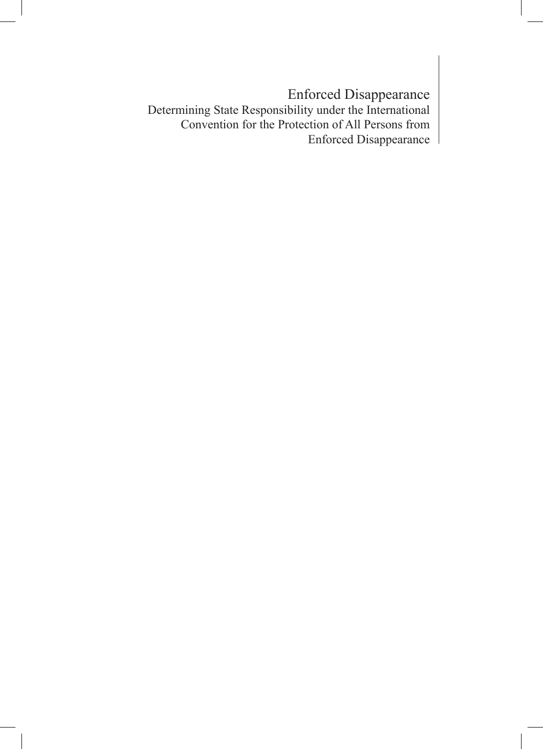# Enforced Disappearance

Determining State Responsibility under the International Convention for the Protection of All Persons from Enforced Disappearance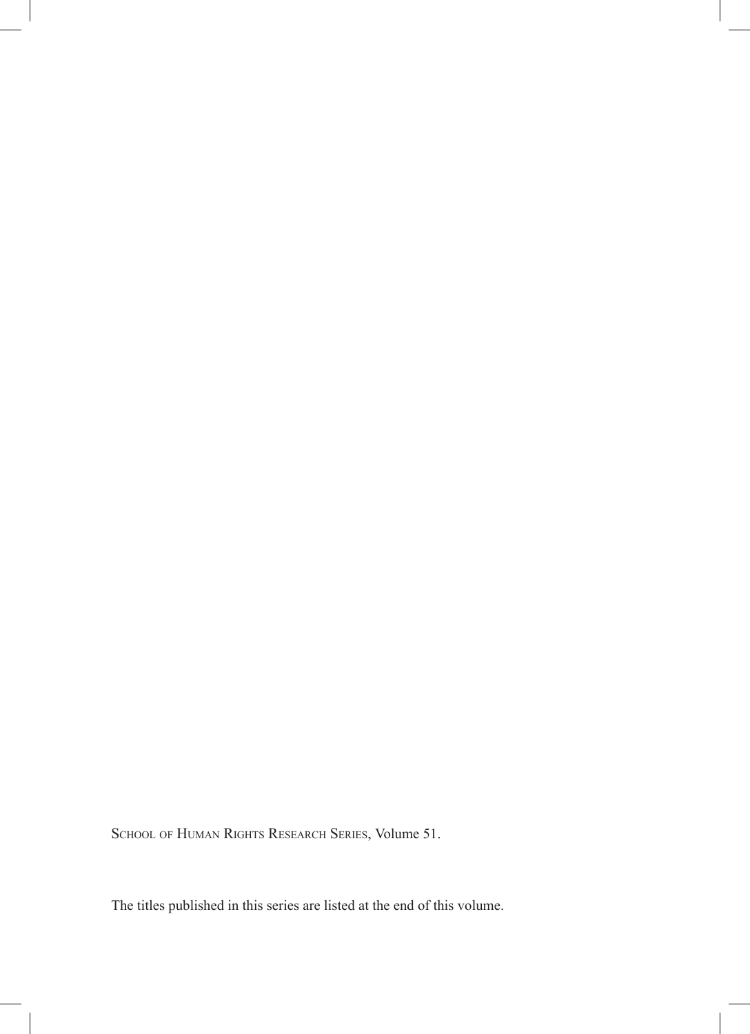School of Human Rights Research Series, Volume 51.

The titles published in this series are listed at the end of this volume.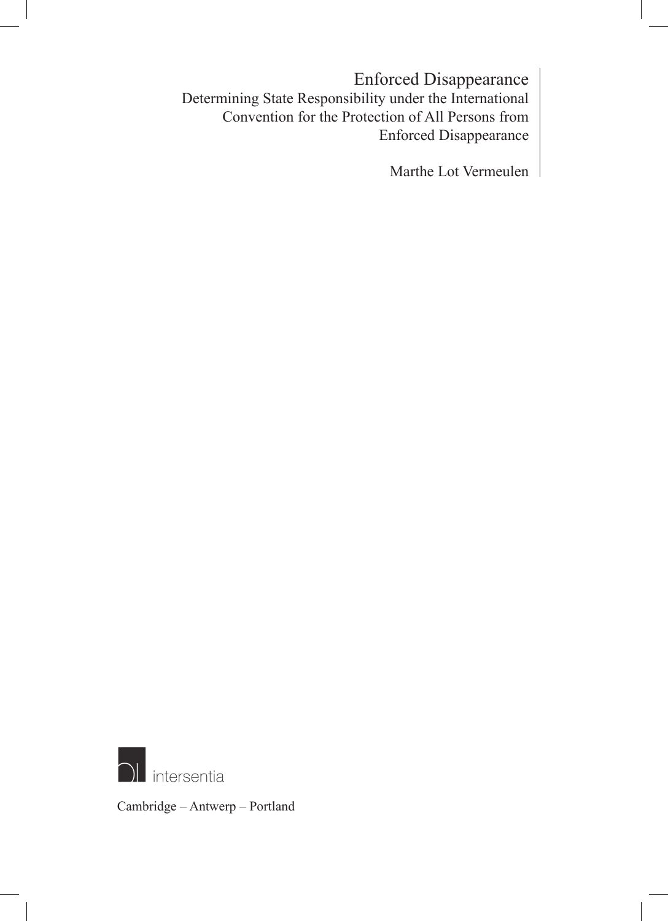# Enforced Disappearance

## Determining State Responsibility under the International Convention for the Protection of All Persons from Enforced Disappearance

Marthe Lot Vermeulen

intersentia

Cambridge – Antwerp – Portland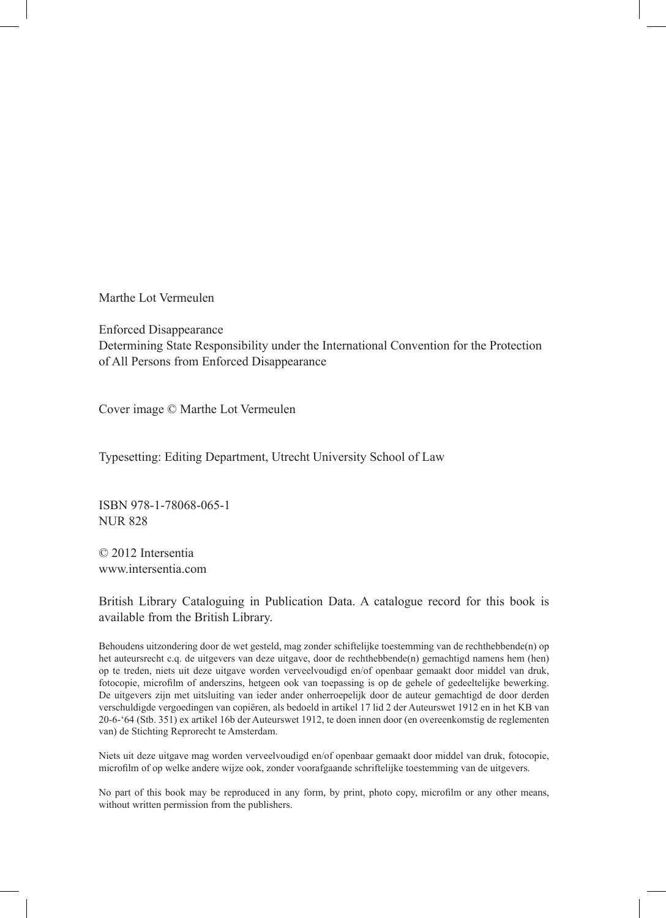Marthe Lot Vermeulen

Enforced Disappearance
Determining State Responsibility under the International Convention for the Protection of All Persons from Enforced Disappearance

Cover image © Marthe Lot Vermeulen

Typesetting: Editing Department, Utrecht University School of Law

ISBN 978-1-78068-065-1
NUR 828

© 2012 Intersentia
www.intersentia.com

British Library Cataloguing in Publication Data. A catalogue record for this book is available from the British Library.

Behoudens uitzondering door de wet gesteld, mag zonder schiftelijke toestemming van de rechthebbende(n) op het auteursrecht c.q. de uitgevers van deze uitgave, door de rechthebbende(n) gemachtigd namens hem (hen) op te treden, niets uit deze uitgave worden verveelvoudigd en/of openbaar gemaakt door middel van druk, fotocopie, microfilm of anderszins, hetgeen ook van toepassing is op de gehele of gedeeltelijke bewerking. De uitgevers zijn met uitsluiting van ieder ander onherroepelijk door de auteur gemachtigd de door derden verschuldigde vergoedingen van copiëren, als bedoeld in artikel 17 lid 2 der Auteurswet 1912 en in het KB van 20-6-'64 (Stb. 351) ex artikel 16b der Auteurswet 1912, te doen innen door (en overeenkomstig de reglementen van) de Stichting Reprorecht te Amsterdam.

Niets uit deze uitgave mag worden verveelvoudigd en/of openbaar gemaakt door middel van druk, fotocopie, microfilm of op welke andere wijze ook, zonder voorafgaande schriftelijke toestemming van de uitgevers.

No part of this book may be reproduced in any form, by print, photo copy, microfilm or any other means, without written permission from the publishers.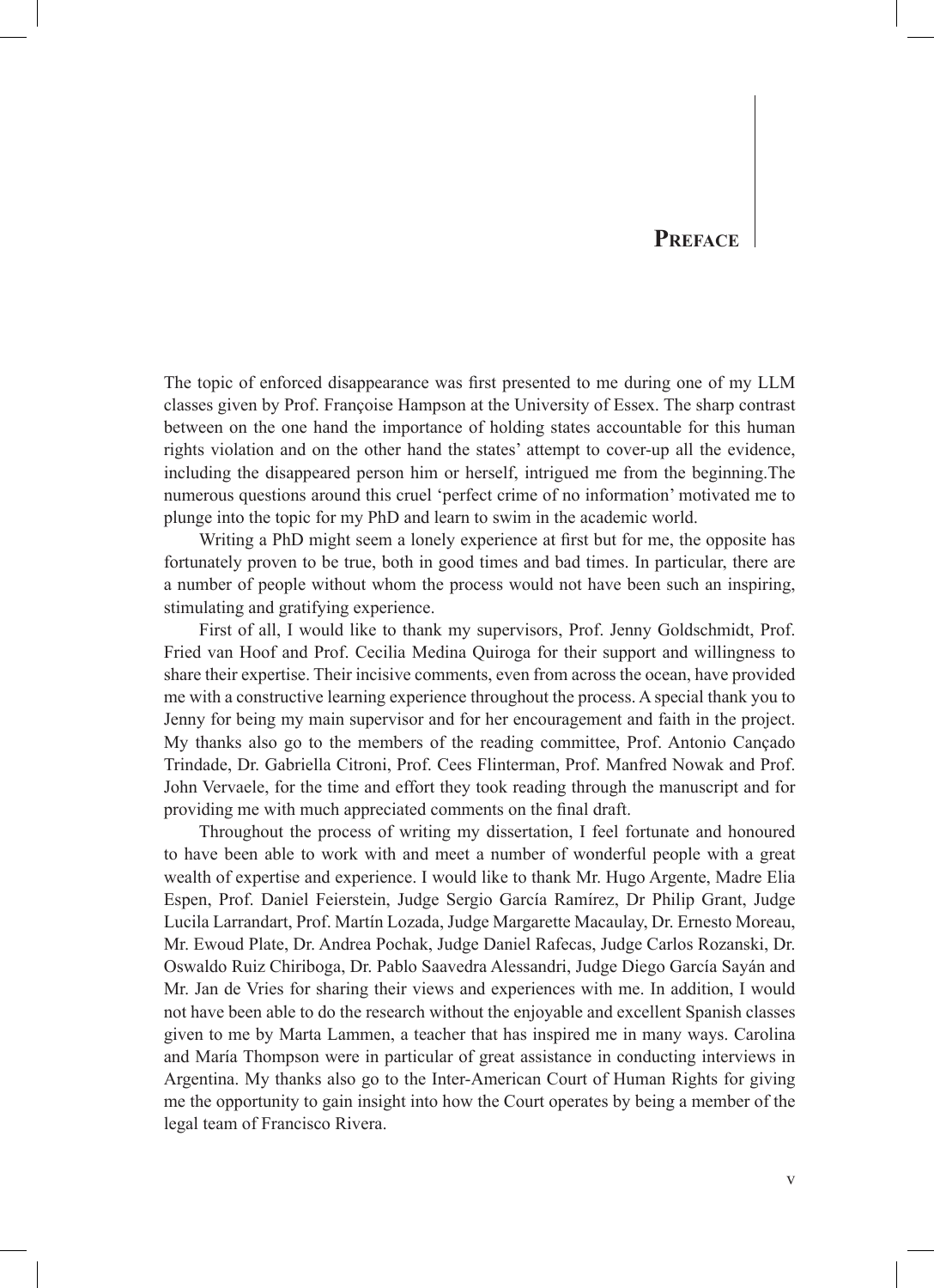# Preface

The topic of enforced disappearance was first presented to me during one of my LLM classes given by Prof. Françoise Hampson at the University of Essex. The sharp contrast between on the one hand the importance of holding states accountable for this human rights violation and on the other hand the states' attempt to cover-up all the evidence, including the disappeared person him or herself, intrigued me from the beginning.The numerous questions around this cruel 'perfect crime of no information' motivated me to plunge into the topic for my PhD and learn to swim in the academic world.

Writing a PhD might seem a lonely experience at first but for me, the opposite has fortunately proven to be true, both in good times and bad times. In particular, there are a number of people without whom the process would not have been such an inspiring, stimulating and gratifying experience.

First of all, I would like to thank my supervisors, Prof. Jenny Goldschmidt, Prof. Fried van Hoof and Prof. Cecilia Medina Quiroga for their support and willingness to share their expertise. Their incisive comments, even from across the ocean, have provided me with a constructive learning experience throughout the process. A special thank you to Jenny for being my main supervisor and for her encouragement and faith in the project. My thanks also go to the members of the reading committee, Prof. Antonio Cançado Trindade, Dr. Gabriella Citroni, Prof. Cees Flinterman, Prof. Manfred Nowak and Prof. John Vervaele, for the time and effort they took reading through the manuscript and for providing me with much appreciated comments on the final draft.

Throughout the process of writing my dissertation, I feel fortunate and honoured to have been able to work with and meet a number of wonderful people with a great wealth of expertise and experience. I would like to thank Mr. Hugo Argente, Madre Elia Espen, Prof. Daniel Feierstein, Judge Sergio García Ramírez, Dr Philip Grant, Judge Lucila Larrandart, Prof. Martín Lozada, Judge Margarette Macaulay, Dr. Ernesto Moreau, Mr. Ewoud Plate, Dr. Andrea Pochak, Judge Daniel Rafecas, Judge Carlos Rozanski, Dr. Oswaldo Ruiz Chiriboga, Dr. Pablo Saavedra Alessandri, Judge Diego García Sayán and Mr. Jan de Vries for sharing their views and experiences with me. In addition, I would not have been able to do the research without the enjoyable and excellent Spanish classes given to me by Marta Lammen, a teacher that has inspired me in many ways. Carolina and María Thompson were in particular of great assistance in conducting interviews in Argentina. My thanks also go to the Inter-American Court of Human Rights for giving me the opportunity to gain insight into how the Court operates by being a member of the legal team of Francisco Rivera.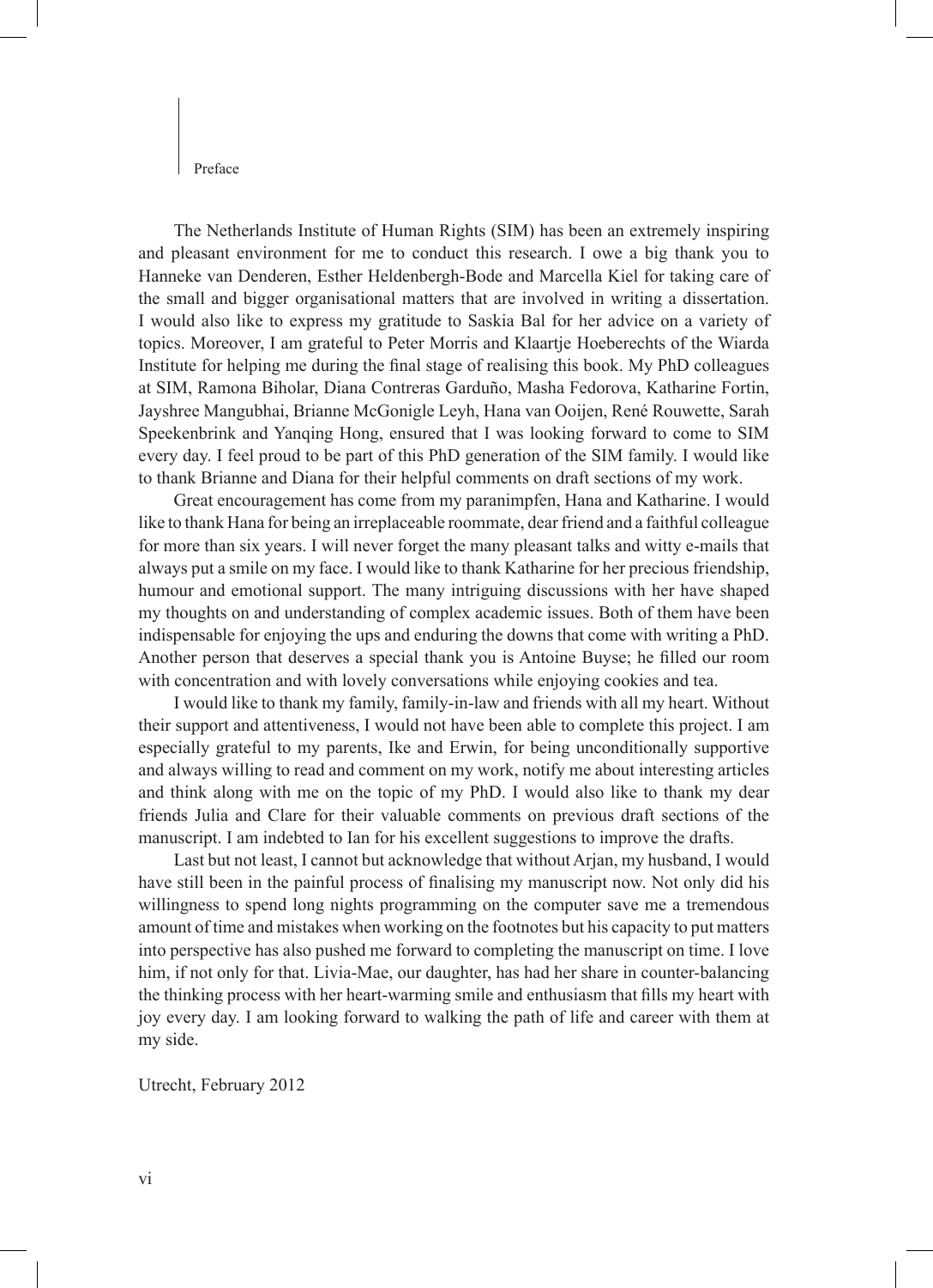The Netherlands Institute of Human Rights (SIM) has been an extremely inspiring and pleasant environment for me to conduct this research. I owe a big thank you to Hanneke van Denderen, Esther Heldenbergh-Bode and Marcella Kiel for taking care of the small and bigger organisational matters that are involved in writing a dissertation. I would also like to express my gratitude to Saskia Bal for her advice on a variety of topics. Moreover, I am grateful to Peter Morris and Klaartje Hoeberechts of the Wiarda Institute for helping me during the final stage of realising this book. My PhD colleagues at SIM, Ramona Biholar, Diana Contreras Garduño, Masha Fedorova, Katharine Fortin, Jayshree Mangubhai, Brianne McGonigle Leyh, Hana van Ooijen, René Rouwette, Sarah Speekenbrink and Yanqing Hong, ensured that I was looking forward to come to SIM every day. I feel proud to be part of this PhD generation of the SIM family. I would like to thank Brianne and Diana for their helpful comments on draft sections of my work.

Great encouragement has come from my paranimpfen, Hana and Katharine. I would like to thank Hana for being an irreplaceable roommate, dear friend and a faithful colleague for more than six years. I will never forget the many pleasant talks and witty e-mails that always put a smile on my face. I would like to thank Katharine for her precious friendship, humour and emotional support. The many intriguing discussions with her have shaped my thoughts on and understanding of complex academic issues. Both of them have been indispensable for enjoying the ups and enduring the downs that come with writing a PhD. Another person that deserves a special thank you is Antoine Buyse; he filled our room with concentration and with lovely conversations while enjoying cookies and tea.

I would like to thank my family, family-in-law and friends with all my heart. Without their support and attentiveness, I would not have been able to complete this project. I am especially grateful to my parents, Ike and Erwin, for being unconditionally supportive and always willing to read and comment on my work, notify me about interesting articles and think along with me on the topic of my PhD. I would also like to thank my dear friends Julia and Clare for their valuable comments on previous draft sections of the manuscript. I am indebted to Ian for his excellent suggestions to improve the drafts.

Last but not least, I cannot but acknowledge that without Arjan, my husband, I would have still been in the painful process of finalising my manuscript now. Not only did his willingness to spend long nights programming on the computer save me a tremendous amount of time and mistakes when working on the footnotes but his capacity to put matters into perspective has also pushed me forward to completing the manuscript on time. I love him, if not only for that. Livia-Mae, our daughter, has had her share in counter-balancing the thinking process with her heart-warming smile and enthusiasm that fills my heart with joy every day. I am looking forward to walking the path of life and career with them at my side.

Utrecht, February 2012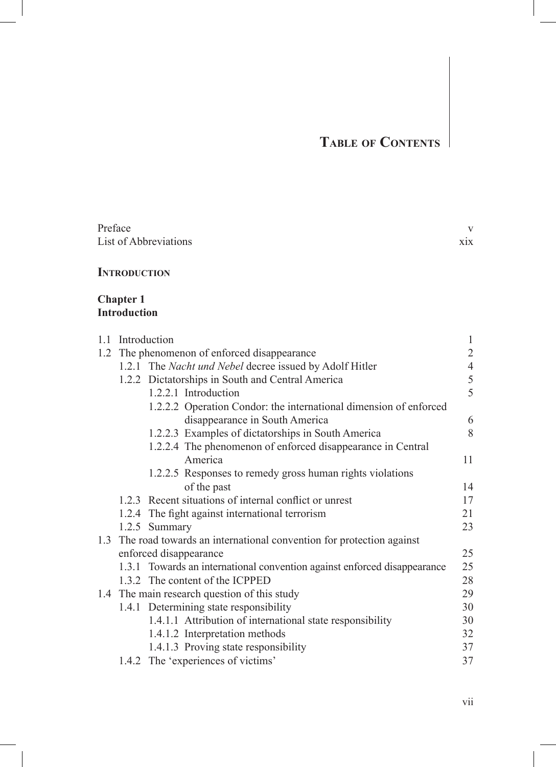# Table of Contents

| | |
|---|---|
| Preface | v |
| List of Abbreviations | xix |

## Introduction

### Chapter 1
### Introduction

| | |
|---|---|
| 1.1 Introduction | 1 |
| 1.2 The phenomenon of enforced disappearance | 2 |
| 1.2.1 The *Nacht und Nebel* decree issued by Adolf Hitler | 4 |
| 1.2.2 Dictatorships in South and Central America | 5 |
| 1.2.2.1 Introduction | 5 |
| 1.2.2.2 Operation Condor: the international dimension of enforced disappearance in South America | 6 |
| 1.2.2.3 Examples of dictatorships in South America | 8 |
| 1.2.2.4 The phenomenon of enforced disappearance in Central America | 11 |
| 1.2.2.5 Responses to remedy gross human rights violations of the past | 14 |
| 1.2.3 Recent situations of internal conflict or unrest | 17 |
| 1.2.4 The fight against international terrorism | 21 |
| 1.2.5 Summary | 23 |
| 1.3 The road towards an international convention for protection against enforced disappearance | 25 |
| 1.3.1 Towards an international convention against enforced disappearance | 25 |
| 1.3.2 The content of the ICPPED | 28 |
| 1.4 The main research question of this study | 29 |
| 1.4.1 Determining state responsibility | 30 |
| 1.4.1.1 Attribution of international state responsibility | 30 |
| 1.4.1.2 Interpretation methods | 32 |
| 1.4.1.3 Proving state responsibility | 37 |
| 1.4.2 The 'experiences of victims' | 37 |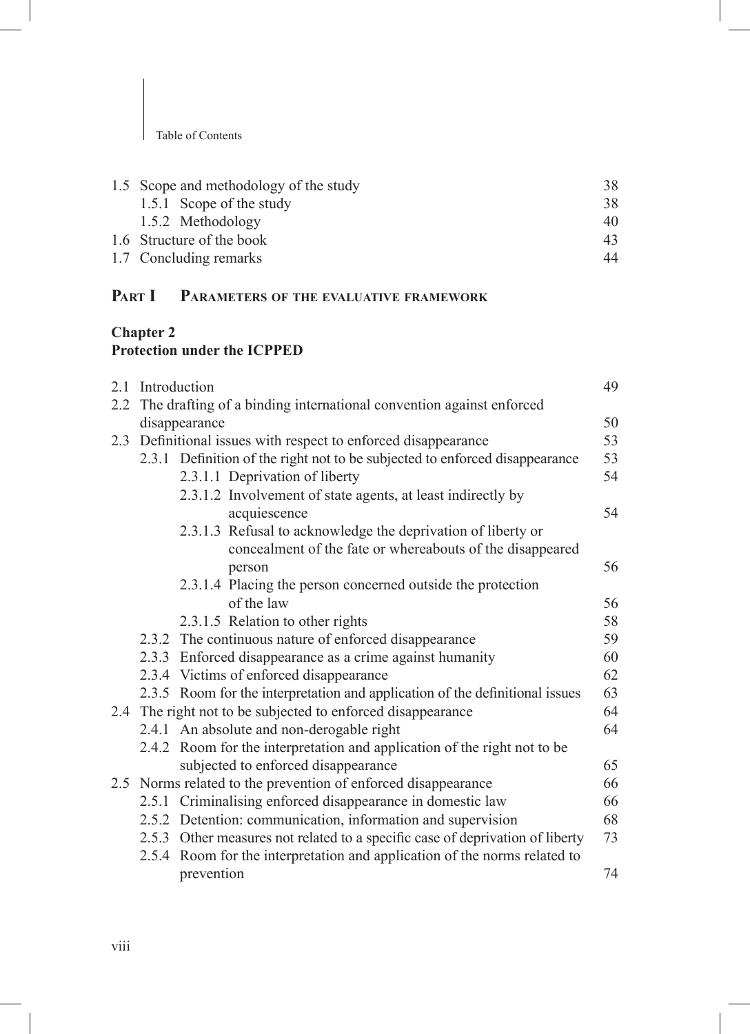| | | |
|---|---|---|
| 1.5 | Scope and methodology of the study | 38 |
| | 1.5.1 Scope of the study | 38 |
| | 1.5.2 Methodology | 40 |
| 1.6 | Structure of the book | 43 |
| 1.7 | Concluding remarks | 44 |

## PART I PARAMETERS OF THE EVALUATIVE FRAMEWORK

### Chapter 2
### Protection under the ICPPED

| | | |
|---|---|---|
| 2.1 | Introduction | 49 |
| 2.2 | The drafting of a binding international convention against enforced disappearance | 50 |
| 2.3 | Definitional issues with respect to enforced disappearance | 53 |
| | 2.3.1 Definition of the right not to be subjected to enforced disappearance | 53 |
| | 2.3.1.1 Deprivation of liberty | 54 |
| | 2.3.1.2 Involvement of state agents, at least indirectly by acquiescence | 54 |
| | 2.3.1.3 Refusal to acknowledge the deprivation of liberty or concealment of the fate or whereabouts of the disappeared person | 56 |
| | 2.3.1.4 Placing the person concerned outside the protection of the law | 56 |
| | 2.3.1.5 Relation to other rights | 58 |
| | 2.3.2 The continuous nature of enforced disappearance | 59 |
| | 2.3.3 Enforced disappearance as a crime against humanity | 60 |
| | 2.3.4 Victims of enforced disappearance | 62 |
| | 2.3.5 Room for the interpretation and application of the definitional issues | 63 |
| 2.4 | The right not to be subjected to enforced disappearance | 64 |
| | 2.4.1 An absolute and non-derogable right | 64 |
| | 2.4.2 Room for the interpretation and application of the right not to be subjected to enforced disappearance | 65 |
| 2.5 | Norms related to the prevention of enforced disappearance | 66 |
| | 2.5.1 Criminalising enforced disappearance in domestic law | 66 |
| | 2.5.2 Detention: communication, information and supervision | 68 |
| | 2.5.3 Other measures not related to a specific case of deprivation of liberty | 73 |
| | 2.5.4 Room for the interpretation and application of the norms related to prevention | 74 |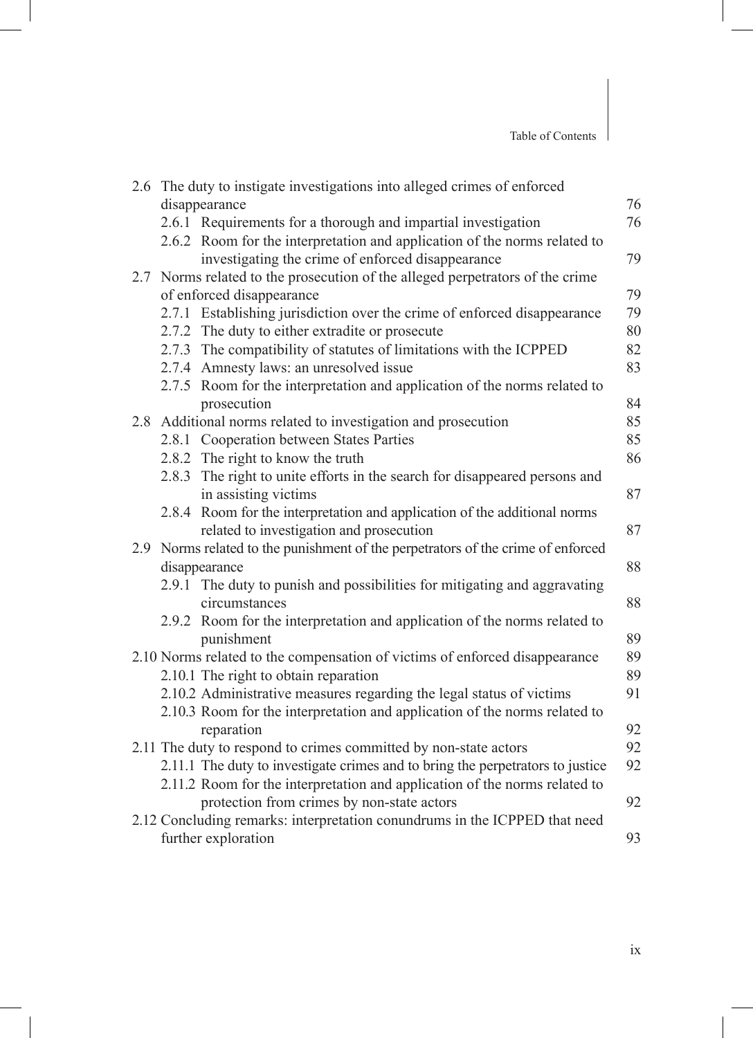- 2.6 The duty to instigate investigations into alleged crimes of enforced disappearance — 76
  - 2.6.1 Requirements for a thorough and impartial investigation — 76
  - 2.6.2 Room for the interpretation and application of the norms related to investigating the crime of enforced disappearance — 79
- 2.7 Norms related to the prosecution of the alleged perpetrators of the crime of enforced disappearance — 79
  - 2.7.1 Establishing jurisdiction over the crime of enforced disappearance — 79
  - 2.7.2 The duty to either extradite or prosecute — 80
  - 2.7.3 The compatibility of statutes of limitations with the ICPPED — 82
  - 2.7.4 Amnesty laws: an unresolved issue — 83
  - 2.7.5 Room for the interpretation and application of the norms related to prosecution — 84
- 2.8 Additional norms related to investigation and prosecution — 85
  - 2.8.1 Cooperation between States Parties — 85
  - 2.8.2 The right to know the truth — 86
  - 2.8.3 The right to unite efforts in the search for disappeared persons and in assisting victims — 87
  - 2.8.4 Room for the interpretation and application of the additional norms related to investigation and prosecution — 87
- 2.9 Norms related to the punishment of the perpetrators of the crime of enforced disappearance — 88
  - 2.9.1 The duty to punish and possibilities for mitigating and aggravating circumstances — 88
  - 2.9.2 Room for the interpretation and application of the norms related to punishment — 89
- 2.10 Norms related to the compensation of victims of enforced disappearance — 89
  - 2.10.1 The right to obtain reparation — 89
  - 2.10.2 Administrative measures regarding the legal status of victims — 91
  - 2.10.3 Room for the interpretation and application of the norms related to reparation — 92
- 2.11 The duty to respond to crimes committed by non-state actors — 92
  - 2.11.1 The duty to investigate crimes and to bring the perpetrators to justice — 92
  - 2.11.2 Room for the interpretation and application of the norms related to protection from crimes by non-state actors — 92
- 2.12 Concluding remarks: interpretation conundrums in the ICPPED that need further exploration — 93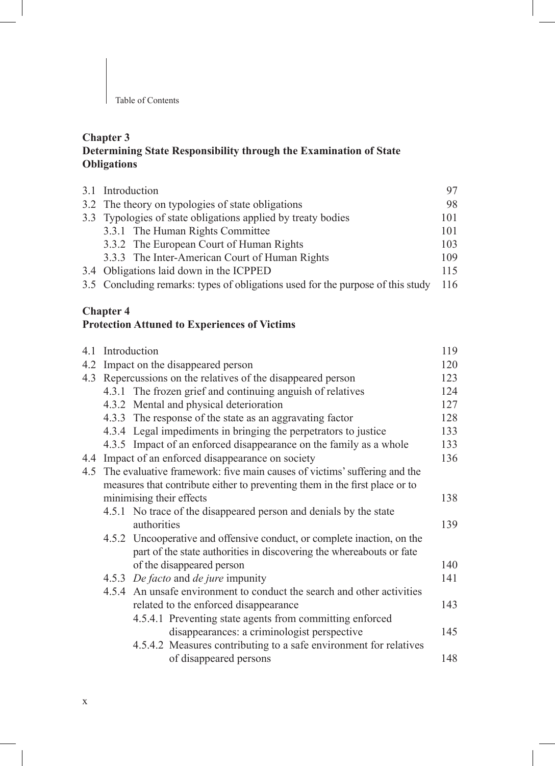## Chapter 3
## Determining State Responsibility through the Examination of State Obligations

3.1 Introduction 97
3.2 The theory on typologies of state obligations 98
3.3 Typologies of state obligations applied by treaty bodies 101
  3.3.1 The Human Rights Committee 101
  3.3.2 The European Court of Human Rights 103
  3.3.3 The Inter-American Court of Human Rights 109
3.4 Obligations laid down in the ICPPED 115
3.5 Concluding remarks: types of obligations used for the purpose of this study 116

## Chapter 4
## Protection Attuned to Experiences of Victims

4.1 Introduction 119
4.2 Impact on the disappeared person 120
4.3 Repercussions on the relatives of the disappeared person 123
  4.3.1 The frozen grief and continuing anguish of relatives 124
  4.3.2 Mental and physical deterioration 127
  4.3.3 The response of the state as an aggravating factor 128
  4.3.4 Legal impediments in bringing the perpetrators to justice 133
  4.3.5 Impact of an enforced disappearance on the family as a whole 133
4.4 Impact of an enforced disappearance on society 136
4.5 The evaluative framework: five main causes of victims' suffering and the measures that contribute either to preventing them in the first place or to minimising their effects 138
  4.5.1 No trace of the disappeared person and denials by the state authorities 139
  4.5.2 Uncooperative and offensive conduct, or complete inaction, on the part of the state authorities in discovering the whereabouts or fate of the disappeared person 140
  4.5.3 *De facto* and *de jure* impunity 141
  4.5.4 An unsafe environment to conduct the search and other activities related to the enforced disappearance 143
    4.5.4.1 Preventing state agents from committing enforced disappearances: a criminologist perspective 145
    4.5.4.2 Measures contributing to a safe environment for relatives of disappeared persons 148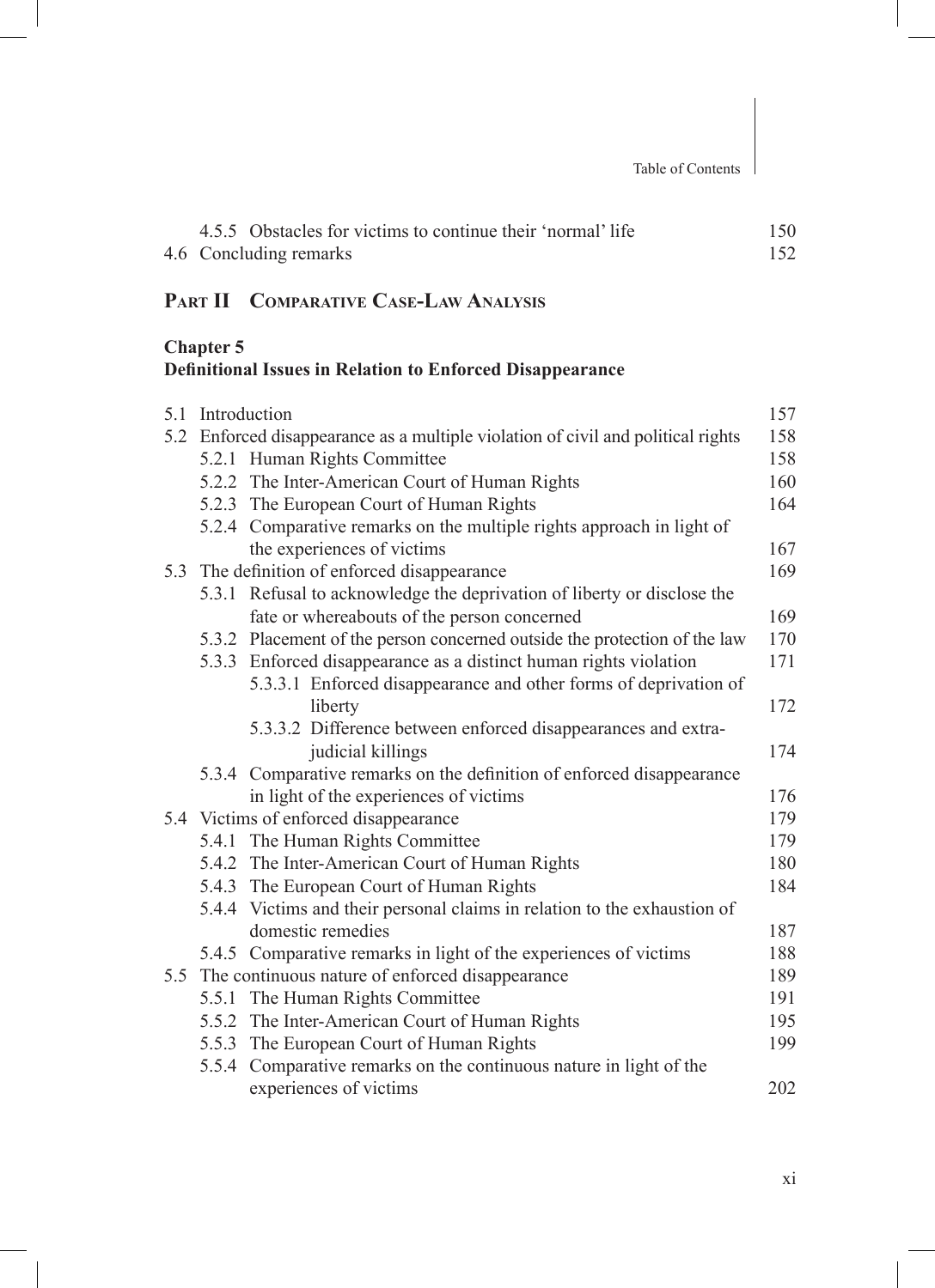4.5.5 Obstacles for victims to continue their 'normal' life 150
4.6 Concluding remarks 152

## Part II Comparative Case-Law Analysis

### Chapter 5
### Definitional Issues in Relation to Enforced Disappearance

5.1 Introduction 157
5.2 Enforced disappearance as a multiple violation of civil and political rights 158
5.2.1 Human Rights Committee 158
5.2.2 The Inter-American Court of Human Rights 160
5.2.3 The European Court of Human Rights 164
5.2.4 Comparative remarks on the multiple rights approach in light of the experiences of victims 167
5.3 The definition of enforced disappearance 169
5.3.1 Refusal to acknowledge the deprivation of liberty or disclose the fate or whereabouts of the person concerned 169
5.3.2 Placement of the person concerned outside the protection of the law 170
5.3.3 Enforced disappearance as a distinct human rights violation 171
5.3.3.1 Enforced disappearance and other forms of deprivation of liberty 172
5.3.3.2 Difference between enforced disappearances and extra-judicial killings 174
5.3.4 Comparative remarks on the definition of enforced disappearance in light of the experiences of victims 176
5.4 Victims of enforced disappearance 179
5.4.1 The Human Rights Committee 179
5.4.2 The Inter-American Court of Human Rights 180
5.4.3 The European Court of Human Rights 184
5.4.4 Victims and their personal claims in relation to the exhaustion of domestic remedies 187
5.4.5 Comparative remarks in light of the experiences of victims 188
5.5 The continuous nature of enforced disappearance 189
5.5.1 The Human Rights Committee 191
5.5.2 The Inter-American Court of Human Rights 195
5.5.3 The European Court of Human Rights 199
5.5.4 Comparative remarks on the continuous nature in light of the experiences of victims 202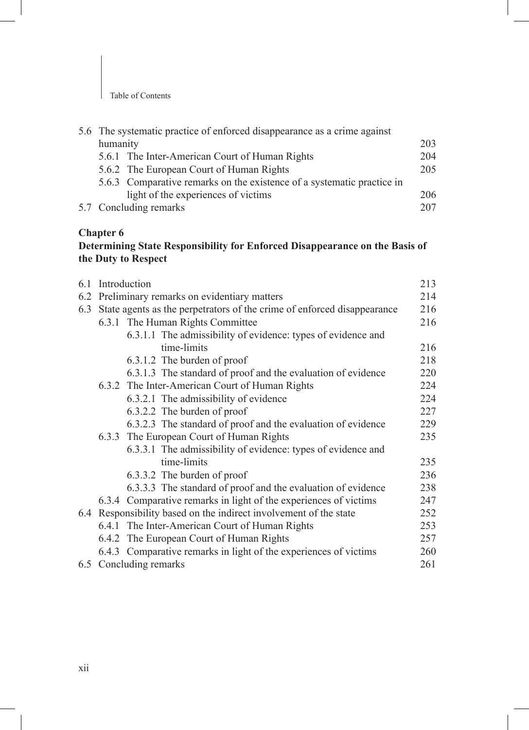5.6 The systematic practice of enforced disappearance as a crime against humanity 203
  5.6.1 The Inter-American Court of Human Rights 204
  5.6.2 The European Court of Human Rights 205
  5.6.3 Comparative remarks on the existence of a systematic practice in light of the experiences of victims 206
5.7 Concluding remarks 207

**Chapter 6**
**Determining State Responsibility for Enforced Disappearance on the Basis of the Duty to Respect**

6.1 Introduction 213
6.2 Preliminary remarks on evidentiary matters 214
6.3 State agents as the perpetrators of the crime of enforced disappearance 216
  6.3.1 The Human Rights Committee 216
    6.3.1.1 The admissibility of evidence: types of evidence and time-limits 216
    6.3.1.2 The burden of proof 218
    6.3.1.3 The standard of proof and the evaluation of evidence 220
  6.3.2 The Inter-American Court of Human Rights 224
    6.3.2.1 The admissibility of evidence 224
    6.3.2.2 The burden of proof 227
    6.3.2.3 The standard of proof and the evaluation of evidence 229
  6.3.3 The European Court of Human Rights 235
    6.3.3.1 The admissibility of evidence: types of evidence and time-limits 235
    6.3.3.2 The burden of proof 236
    6.3.3.3 The standard of proof and the evaluation of evidence 238
  6.3.4 Comparative remarks in light of the experiences of victims 247
6.4 Responsibility based on the indirect involvement of the state 252
  6.4.1 The Inter-American Court of Human Rights 253
  6.4.2 The European Court of Human Rights 257
  6.4.3 Comparative remarks in light of the experiences of victims 260
6.5 Concluding remarks 261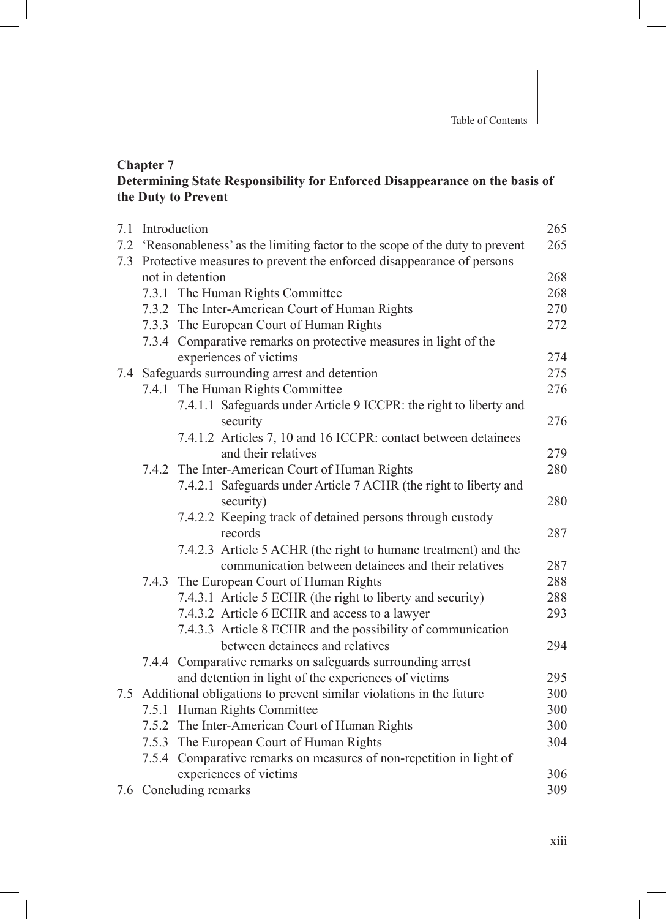## Chapter 7
## Determining State Responsibility for Enforced Disappearance on the basis of the Duty to Prevent

7.1 Introduction 265
7.2 'Reasonableness' as the limiting factor to the scope of the duty to prevent 265
7.3 Protective measures to prevent the enforced disappearance of persons not in detention 268
  7.3.1 The Human Rights Committee 268
  7.3.2 The Inter-American Court of Human Rights 270
  7.3.3 The European Court of Human Rights 272
  7.3.4 Comparative remarks on protective measures in light of the experiences of victims 274
7.4 Safeguards surrounding arrest and detention 275
  7.4.1 The Human Rights Committee 276
    7.4.1.1 Safeguards under Article 9 ICCPR: the right to liberty and security 276
    7.4.1.2 Articles 7, 10 and 16 ICCPR: contact between detainees and their relatives 279
  7.4.2 The Inter-American Court of Human Rights 280
    7.4.2.1 Safeguards under Article 7 ACHR (the right to liberty and security) 280
    7.4.2.2 Keeping track of detained persons through custody records 287
    7.4.2.3 Article 5 ACHR (the right to humane treatment) and the communication between detainees and their relatives 287
  7.4.3 The European Court of Human Rights 288
    7.4.3.1 Article 5 ECHR (the right to liberty and security) 288
    7.4.3.2 Article 6 ECHR and access to a lawyer 293
    7.4.3.3 Article 8 ECHR and the possibility of communication between detainees and relatives 294
  7.4.4 Comparative remarks on safeguards surrounding arrest and detention in light of the experiences of victims 295
7.5 Additional obligations to prevent similar violations in the future 300
  7.5.1 Human Rights Committee 300
  7.5.2 The Inter-American Court of Human Rights 300
  7.5.3 The European Court of Human Rights 304
  7.5.4 Comparative remarks on measures of non-repetition in light of experiences of victims 306
7.6 Concluding remarks 309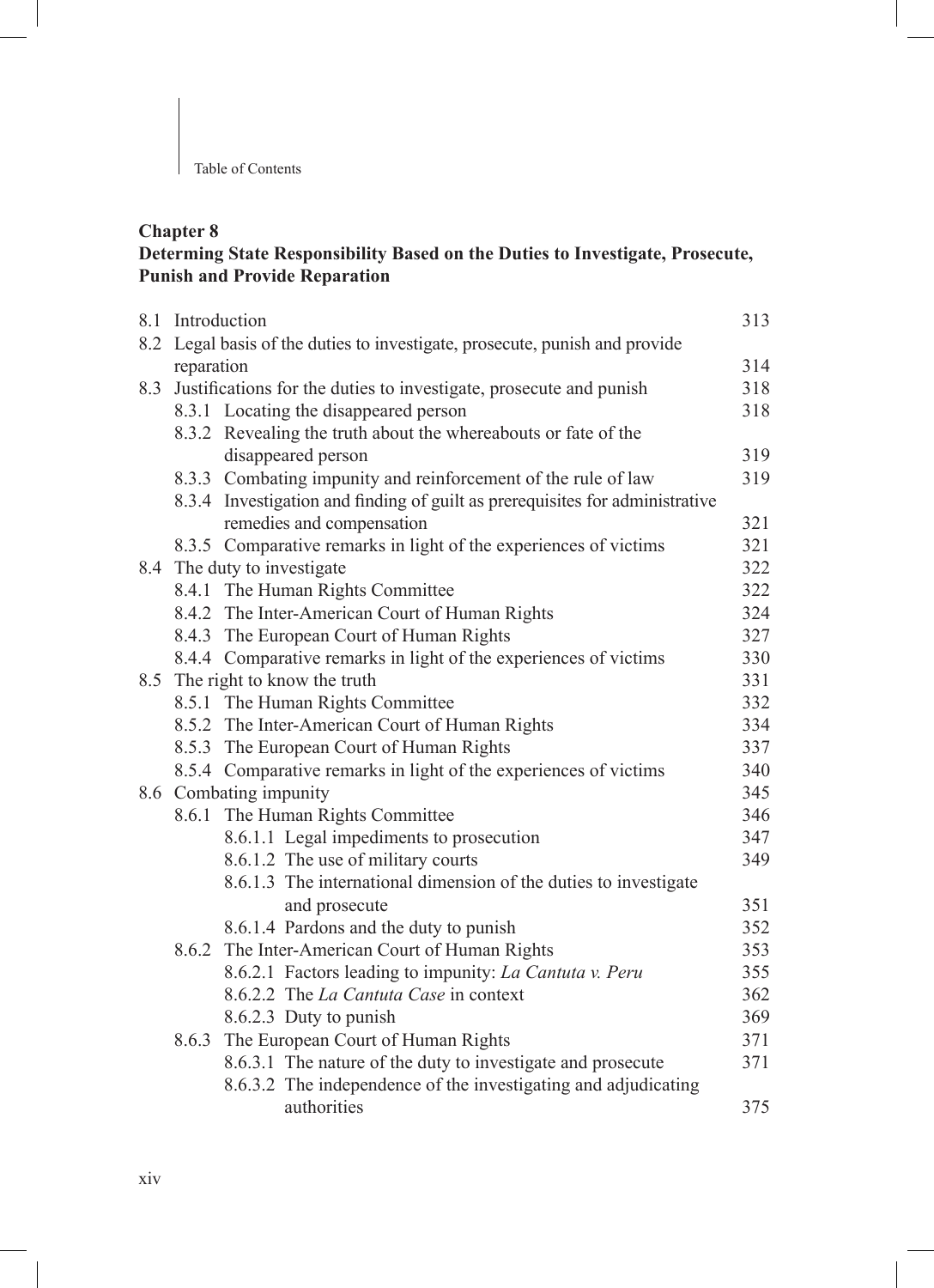## Chapter 8
## Determing State Responsibility Based on the Duties to Investigate, Prosecute, Punish and Provide Reparation

| | | |
|---|---|---|
| 8.1 | Introduction | 313 |
| 8.2 | Legal basis of the duties to investigate, prosecute, punish and provide reparation | 314 |
| 8.3 | Justifications for the duties to investigate, prosecute and punish | 318 |
| | 8.3.1 Locating the disappeared person | 318 |
| | 8.3.2 Revealing the truth about the whereabouts or fate of the disappeared person | 319 |
| | 8.3.3 Combating impunity and reinforcement of the rule of law | 319 |
| | 8.3.4 Investigation and finding of guilt as prerequisites for administrative remedies and compensation | 321 |
| | 8.3.5 Comparative remarks in light of the experiences of victims | 321 |
| 8.4 | The duty to investigate | 322 |
| | 8.4.1 The Human Rights Committee | 322 |
| | 8.4.2 The Inter-American Court of Human Rights | 324 |
| | 8.4.3 The European Court of Human Rights | 327 |
| | 8.4.4 Comparative remarks in light of the experiences of victims | 330 |
| 8.5 | The right to know the truth | 331 |
| | 8.5.1 The Human Rights Committee | 332 |
| | 8.5.2 The Inter-American Court of Human Rights | 334 |
| | 8.5.3 The European Court of Human Rights | 337 |
| | 8.5.4 Comparative remarks in light of the experiences of victims | 340 |
| 8.6 | Combating impunity | 345 |
| | 8.6.1 The Human Rights Committee | 346 |
| | 8.6.1.1 Legal impediments to prosecution | 347 |
| | 8.6.1.2 The use of military courts | 349 |
| | 8.6.1.3 The international dimension of the duties to investigate and prosecute | 351 |
| | 8.6.1.4 Pardons and the duty to punish | 352 |
| | 8.6.2 The Inter-American Court of Human Rights | 353 |
| | 8.6.2.1 Factors leading to impunity: *La Cantuta v. Peru* | 355 |
| | 8.6.2.2 The *La Cantuta Case* in context | 362 |
| | 8.6.2.3 Duty to punish | 369 |
| | 8.6.3 The European Court of Human Rights | 371 |
| | 8.6.3.1 The nature of the duty to investigate and prosecute | 371 |
| | 8.6.3.2 The independence of the investigating and adjudicating authorities | 375 |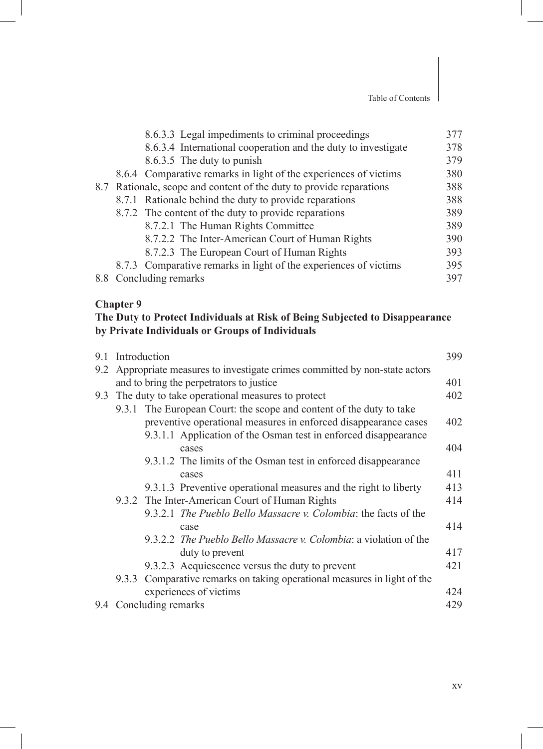8.6.3.3 Legal impediments to criminal proceedings 377
8.6.3.4 International cooperation and the duty to investigate 378
8.6.3.5 The duty to punish 379
8.6.4 Comparative remarks in light of the experiences of victims 380
8.7 Rationale, scope and content of the duty to provide reparations 388
8.7.1 Rationale behind the duty to provide reparations 388
8.7.2 The content of the duty to provide reparations 389
8.7.2.1 The Human Rights Committee 389
8.7.2.2 The Inter-American Court of Human Rights 390
8.7.2.3 The European Court of Human Rights 393
8.7.3 Comparative remarks in light of the experiences of victims 395
8.8 Concluding remarks 397

**Chapter 9**
**The Duty to Protect Individuals at Risk of Being Subjected to Disappearance by Private Individuals or Groups of Individuals**

9.1 Introduction 399
9.2 Appropriate measures to investigate crimes committed by non-state actors and to bring the perpetrators to justice 401
9.3 The duty to take operational measures to protect 402
9.3.1 The European Court: the scope and content of the duty to take preventive operational measures in enforced disappearance cases 402
9.3.1.1 Application of the Osman test in enforced disappearance cases 404
9.3.1.2 The limits of the Osman test in enforced disappearance cases 411
9.3.1.3 Preventive operational measures and the right to liberty 413
9.3.2 The Inter-American Court of Human Rights 414
9.3.2.1 *The Pueblo Bello Massacre v. Colombia*: the facts of the case 414
9.3.2.2 *The Pueblo Bello Massacre v. Colombia*: a violation of the duty to prevent 417
9.3.2.3 Acquiescence versus the duty to prevent 421
9.3.3 Comparative remarks on taking operational measures in light of the experiences of victims 424
9.4 Concluding remarks 429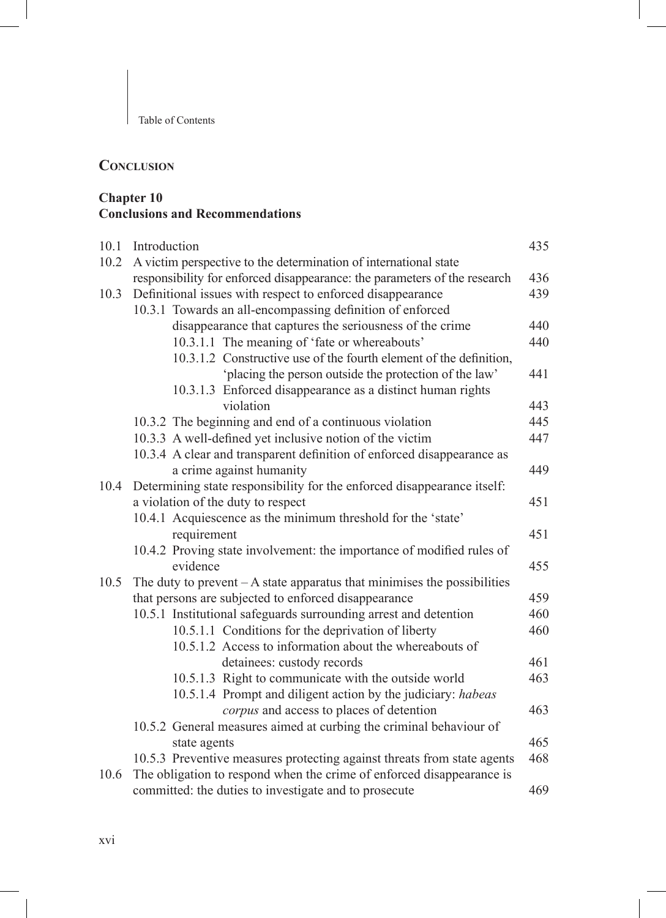## Conclusion

### Chapter 10
### Conclusions and Recommendations

10.1 Introduction 435

10.2 A victim perspective to the determination of international state responsibility for enforced disappearance: the parameters of the research 436

10.3 Definitional issues with respect to enforced disappearance 439

- 10.3.1 Towards an all-encompassing definition of enforced disappearance that captures the seriousness of the crime 440
  - 10.3.1.1 The meaning of 'fate or whereabouts' 440
  - 10.3.1.2 Constructive use of the fourth element of the definition, 'placing the person outside the protection of the law' 441
  - 10.3.1.3 Enforced disappearance as a distinct human rights violation 443
- 10.3.2 The beginning and end of a continuous violation 445
- 10.3.3 A well-defined yet inclusive notion of the victim 447
- 10.3.4 A clear and transparent definition of enforced disappearance as a crime against humanity 449

10.4 Determining state responsibility for the enforced disappearance itself: a violation of the duty to respect 451

- 10.4.1 Acquiescence as the minimum threshold for the 'state' requirement 451
- 10.4.2 Proving state involvement: the importance of modified rules of evidence 455

10.5 The duty to prevent – A state apparatus that minimises the possibilities that persons are subjected to enforced disappearance 459

- 10.5.1 Institutional safeguards surrounding arrest and detention 460
  - 10.5.1.1 Conditions for the deprivation of liberty 460
  - 10.5.1.2 Access to information about the whereabouts of detainees: custody records 461
  - 10.5.1.3 Right to communicate with the outside world 463
  - 10.5.1.4 Prompt and diligent action by the judiciary: *habeas corpus* and access to places of detention 463
- 10.5.2 General measures aimed at curbing the criminal behaviour of state agents 465
- 10.5.3 Preventive measures protecting against threats from state agents 468

10.6 The obligation to respond when the crime of enforced disappearance is committed: the duties to investigate and to prosecute 469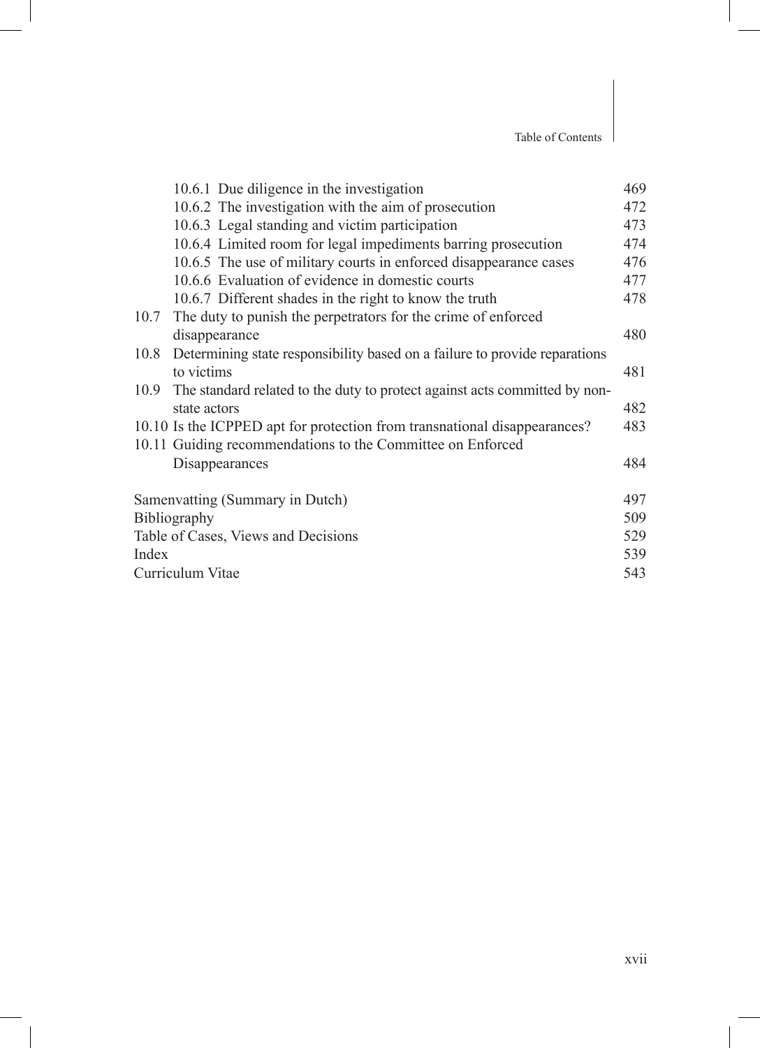| | |
|---|---|
| 10.6.1 Due diligence in the investigation | 469 |
| 10.6.2 The investigation with the aim of prosecution | 472 |
| 10.6.3 Legal standing and victim participation | 473 |
| 10.6.4 Limited room for legal impediments barring prosecution | 474 |
| 10.6.5 The use of military courts in enforced disappearance cases | 476 |
| 10.6.6 Evaluation of evidence in domestic courts | 477 |
| 10.6.7 Different shades in the right to know the truth | 478 |
| 10.7 The duty to punish the perpetrators for the crime of enforced disappearance | 480 |
| 10.8 Determining state responsibility based on a failure to provide reparations to victims | 481 |
| 10.9 The standard related to the duty to protect against acts committed by non-state actors | 482 |
| 10.10 Is the ICPPED apt for protection from transnational disappearances? | 483 |
| 10.11 Guiding recommendations to the Committee on Enforced Disappearances | 484 |
| | |
| Samenvatting (Summary in Dutch) | 497 |
| Bibliography | 509 |
| Table of Cases, Views and Decisions | 529 |
| Index | 539 |
| Curriculum Vitae | 543 |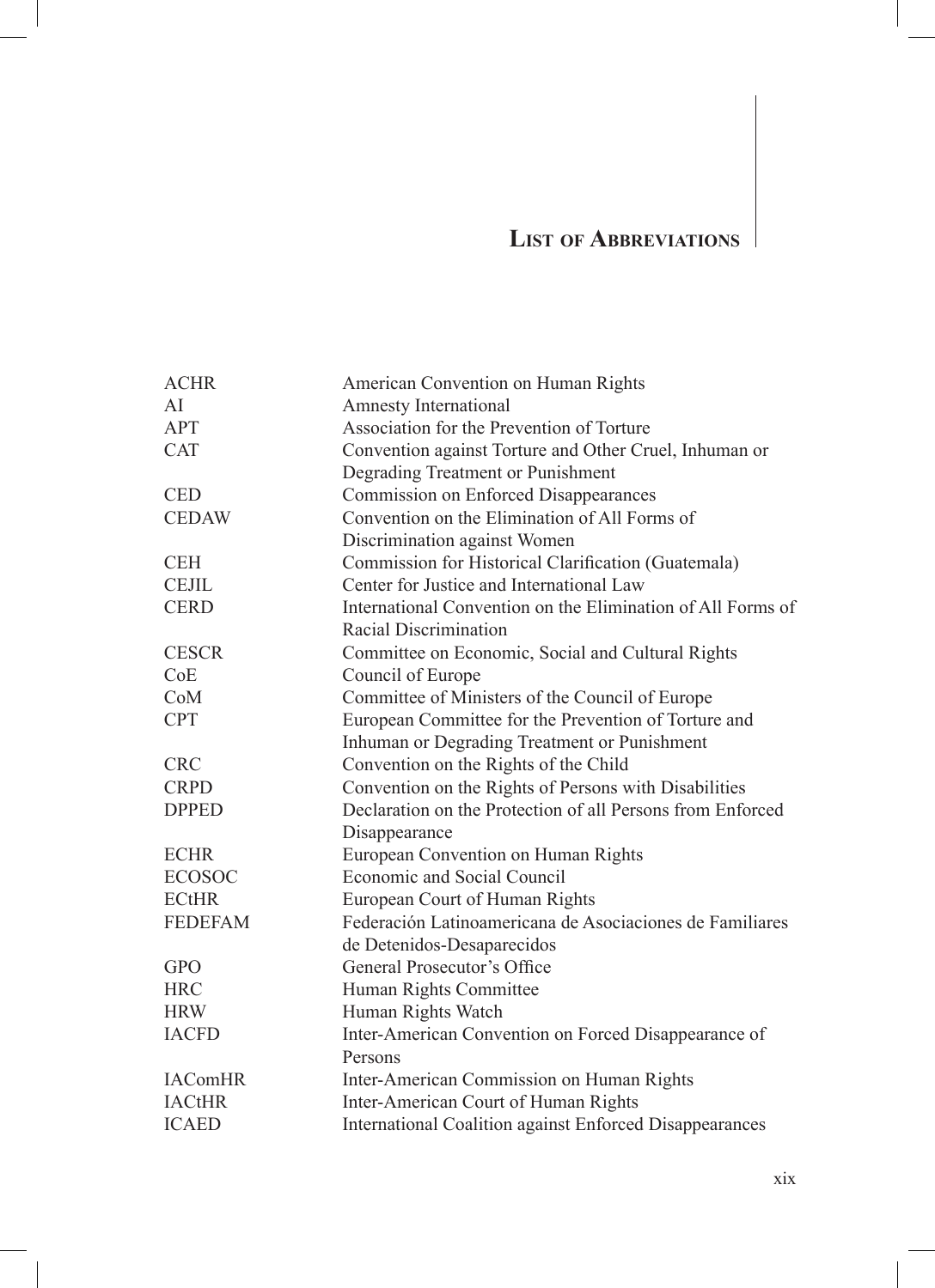# List of Abbreviations

| | |
|---|---|
| ACHR | American Convention on Human Rights |
| AI | Amnesty International |
| APT | Association for the Prevention of Torture |
| CAT | Convention against Torture and Other Cruel, Inhuman or Degrading Treatment or Punishment |
| CED | Commission on Enforced Disappearances |
| CEDAW | Convention on the Elimination of All Forms of Discrimination against Women |
| CEH | Commission for Historical Clarification (Guatemala) |
| CEJIL | Center for Justice and International Law |
| CERD | International Convention on the Elimination of All Forms of Racial Discrimination |
| CESCR | Committee on Economic, Social and Cultural Rights |
| CoE | Council of Europe |
| CoM | Committee of Ministers of the Council of Europe |
| CPT | European Committee for the Prevention of Torture and Inhuman or Degrading Treatment or Punishment |
| CRC | Convention on the Rights of the Child |
| CRPD | Convention on the Rights of Persons with Disabilities |
| DPPED | Declaration on the Protection of all Persons from Enforced Disappearance |
| ECHR | European Convention on Human Rights |
| ECOSOC | Economic and Social Council |
| ECtHR | European Court of Human Rights |
| FEDEFAM | Federación Latinoamericana de Asociaciones de Familiares de Detenidos-Desaparecidos |
| GPO | General Prosecutor's Office |
| HRC | Human Rights Committee |
| HRW | Human Rights Watch |
| IACFD | Inter-American Convention on Forced Disappearance of Persons |
| IAComHR | Inter-American Commission on Human Rights |
| IACtHR | Inter-American Court of Human Rights |
| ICAED | International Coalition against Enforced Disappearances |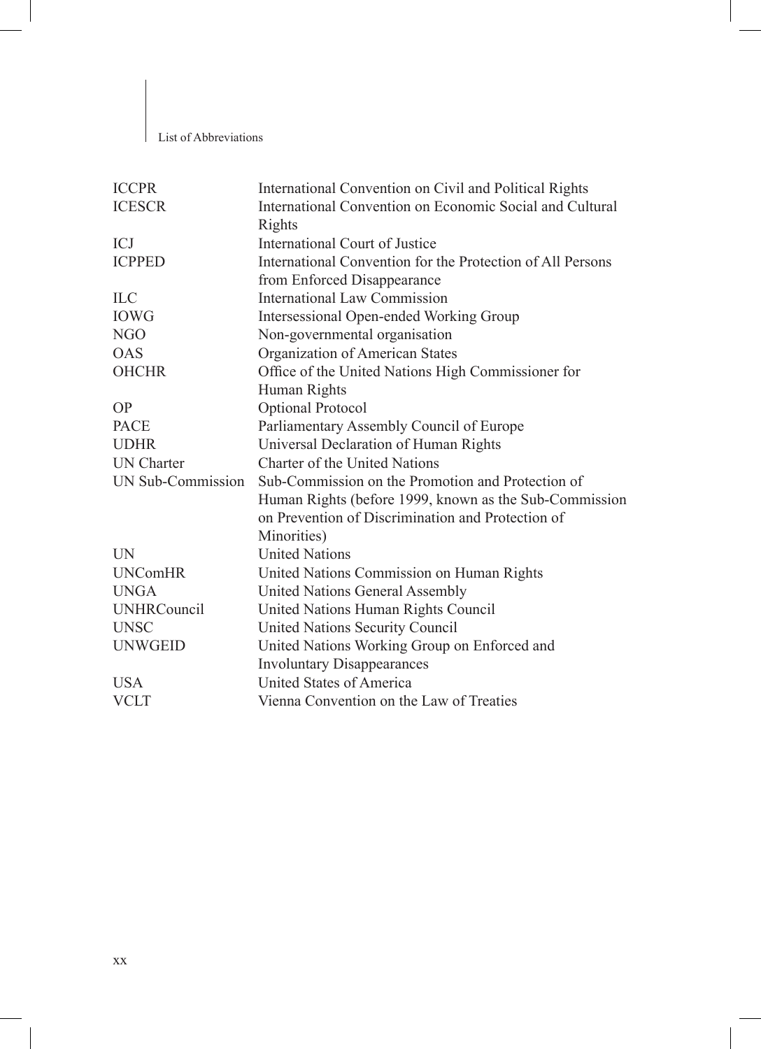| | |
|---|---|
| ICCPR | International Convention on Civil and Political Rights |
| ICESCR | International Convention on Economic Social and Cultural Rights |
| ICJ | International Court of Justice |
| ICPPED | International Convention for the Protection of All Persons from Enforced Disappearance |
| ILC | International Law Commission |
| IOWG | Intersessional Open-ended Working Group |
| NGO | Non-governmental organisation |
| OAS | Organization of American States |
| OHCHR | Office of the United Nations High Commissioner for Human Rights |
| OP | Optional Protocol |
| PACE | Parliamentary Assembly Council of Europe |
| UDHR | Universal Declaration of Human Rights |
| UN Charter | Charter of the United Nations |
| UN Sub-Commission | Sub-Commission on the Promotion and Protection of Human Rights (before 1999, known as the Sub-Commission on Prevention of Discrimination and Protection of Minorities) |
| UN | United Nations |
| UNComHR | United Nations Commission on Human Rights |
| UNGA | United Nations General Assembly |
| UNHRCouncil | United Nations Human Rights Council |
| UNSC | United Nations Security Council |
| UNWGEID | United Nations Working Group on Enforced and Involuntary Disappearances |
| USA | United States of America |
| VCLT | Vienna Convention on the Law of Treaties |